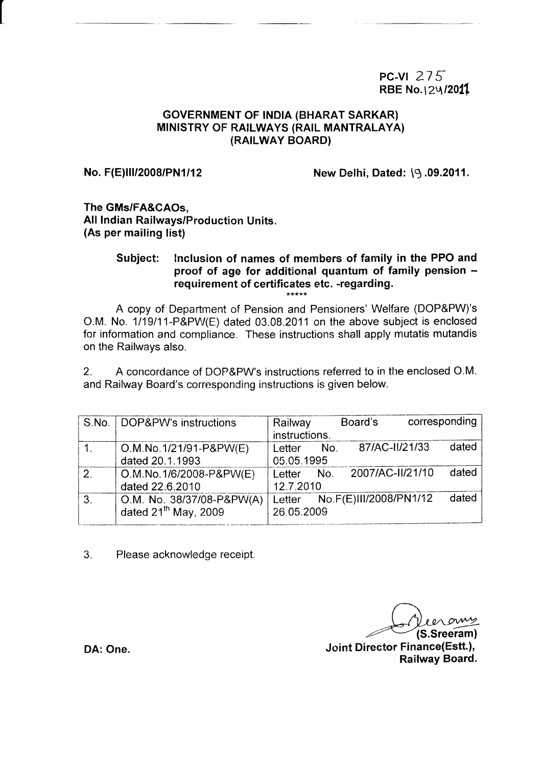PC-VI 275
RBE No.124/2011

**GOVERNMENT OF INDIA (BHARAT SARKAR)**
**MINISTRY OF RAILWAYS (RAIL MANTRALAYA)**
**(RAILWAY BOARD)**

**No. F(E)III/2008/PN1/12** **New Delhi, Dated: 19.09.2011.**

**The GMs/FA&CAOs,**
**All Indian Railways/Production Units.**
**(As per mailing list)**

**Subject: Inclusion of names of members of family in the PPO and proof of age for additional quantum of family pension – requirement of certificates etc. -regarding.**

*****

A copy of Department of Pension and Pensioners' Welfare (DOP&PW)'s O.M. No. 1/19/11-P&PW(E) dated 03.08.2011 on the above subject is enclosed for information and compliance. These instructions shall apply mutatis mutandis on the Railways also.

2. A concordance of DOP&PW's instructions referred to in the enclosed O.M. and Railway Board's corresponding instructions is given below.

| S.No. | DOP&PW's instructions | Railway Board's corresponding instructions. |
|---|---|---|
| 1. | O.M.No.1/21/91-P&PW(E) dated 20.1.1993 | Letter No. 87/AC-II/21/33 dated 05.05.1995 |
| 2. | O.M.No.1/6/2008-P&PW(E) dated 22.6.2010 | Letter No. 2007/AC-II/21/10 dated 12.7.2010 |
| 3. | O.M. No. 38/37/08-P&PW(A) dated 21st May, 2009 | Letter No.F(E)III/2008/PN1/12 dated 26.05.2009 |

3. Please acknowledge receipt.

**(S.Sreeram)**
**Joint Director Finance(Estt.),**
**Railway Board.**

**DA: One.**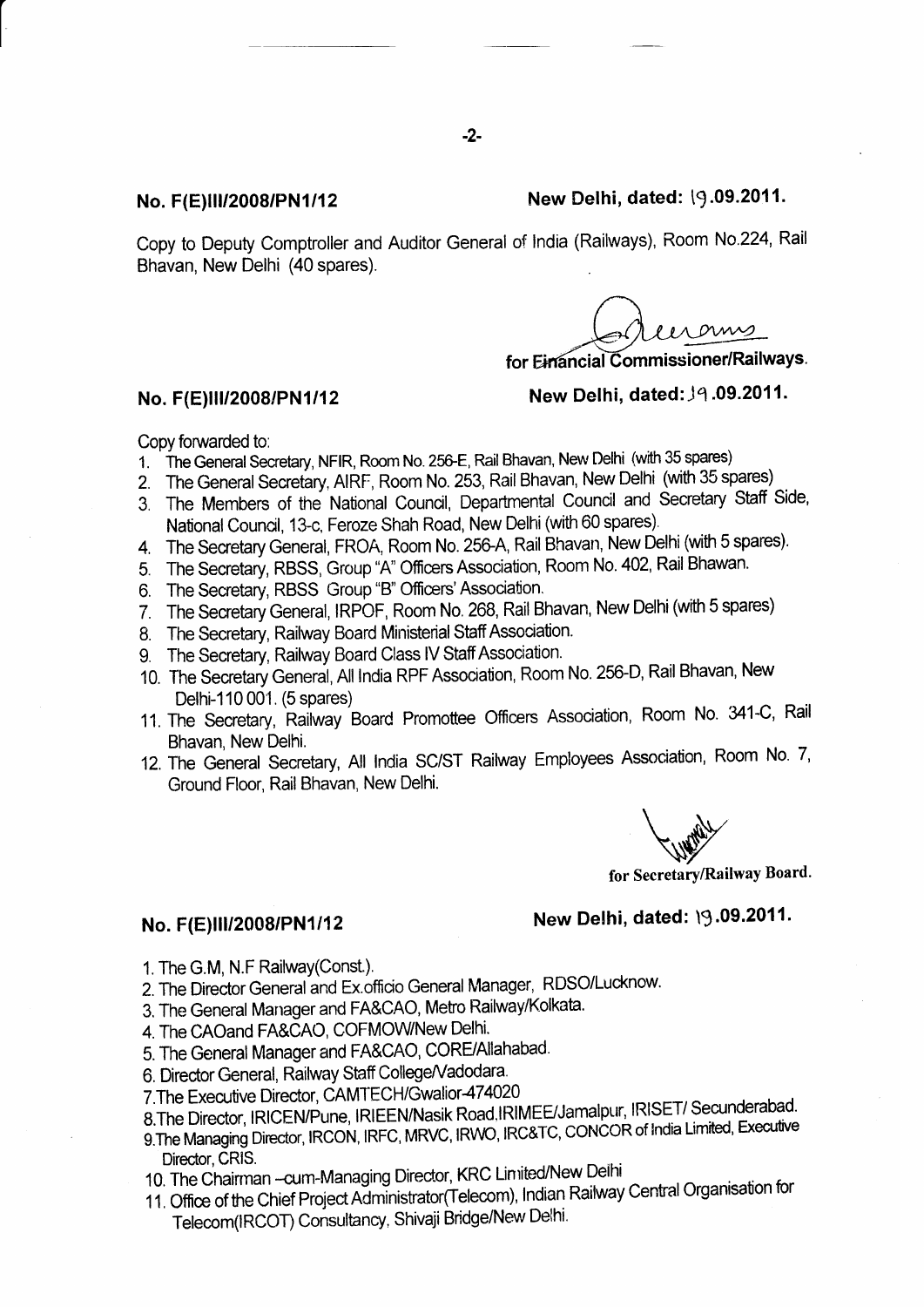**No. F(E)III/2008/PN1/12** **New Delhi, dated: 19.09.2011.**

Copy to Deputy Comptroller and Auditor General of India (Railways), Room No.224, Rail Bhavan, New Delhi (40 spares).

for Financial Commissioner/Railways.

**No. F(E)III/2008/PN1/12** **New Delhi, dated: 19.09.2011.**

Copy forwarded to:

1. The General Secretary, NFIR, Room No. 256-E, Rail Bhavan, New Delhi (with 35 spares)
2. The General Secretary, AIRF, Room No. 253, Rail Bhavan, New Delhi (with 35 spares)
3. The Members of the National Council, Departmental Council and Secretary Staff Side, National Council, 13-c, Feroze Shah Road, New Delhi (with 60 spares).
4. The Secretary General, FROA, Room No. 256-A, Rail Bhavan, New Delhi (with 5 spares).
5. The Secretary, RBSS, Group "A" Officers Association, Room No. 402, Rail Bhawan.
6. The Secretary, RBSS Group "B" Officers' Association.
7. The Secretary General, IRPOF, Room No. 268, Rail Bhavan, New Delhi (with 5 spares)
8. The Secretary, Railway Board Ministerial Staff Association.
9. The Secretary, Railway Board Class IV Staff Association.
10. The Secretary General, All India RPF Association, Room No. 256-D, Rail Bhavan, New Delhi-110 001. (5 spares)
11. The Secretary, Railway Board Promottee Officers Association, Room No. 341-C, Rail Bhavan, New Delhi.
12. The General Secretary, All India SC/ST Railway Employees Association, Room No. 7, Ground Floor, Rail Bhavan, New Delhi.

for Secretary/Railway Board.

**No. F(E)III/2008/PN1/12** **New Delhi, dated: 19.09.2011.**

1. The G.M, N.F Railway(Const.).
2. The Director General and Ex.officio General Manager, RDSO/Lucknow.
3. The General Manager and FA&CAO, Metro Railway/Kolkata.
4. The CAOand FA&CAO, COFMOW/New Delhi.
5. The General Manager and FA&CAO, CORE/Allahabad.
6. Director General, Railway Staff College/Vadodara.
7. The Executive Director, CAMTECH/Gwalior-474020
8. The Director, IRICEN/Pune, IRIEEN/Nasik Road.IRIMEE/Jamalpur, IRISET/ Secunderabad.
9. The Managing Director, IRCON, IRFC, MRVC, IRWO, IRC&TC, CONCOR of India Limited, Executive Director, CRIS.
10. The Chairman -cum-Managing Director, KRC Limited/New Delhi
11. Office of the Chief Project Administrator(Telecom), Indian Railway Central Organisation for Telecom(IRCOT) Consultancy, Shivaji Bridge/New Delhi.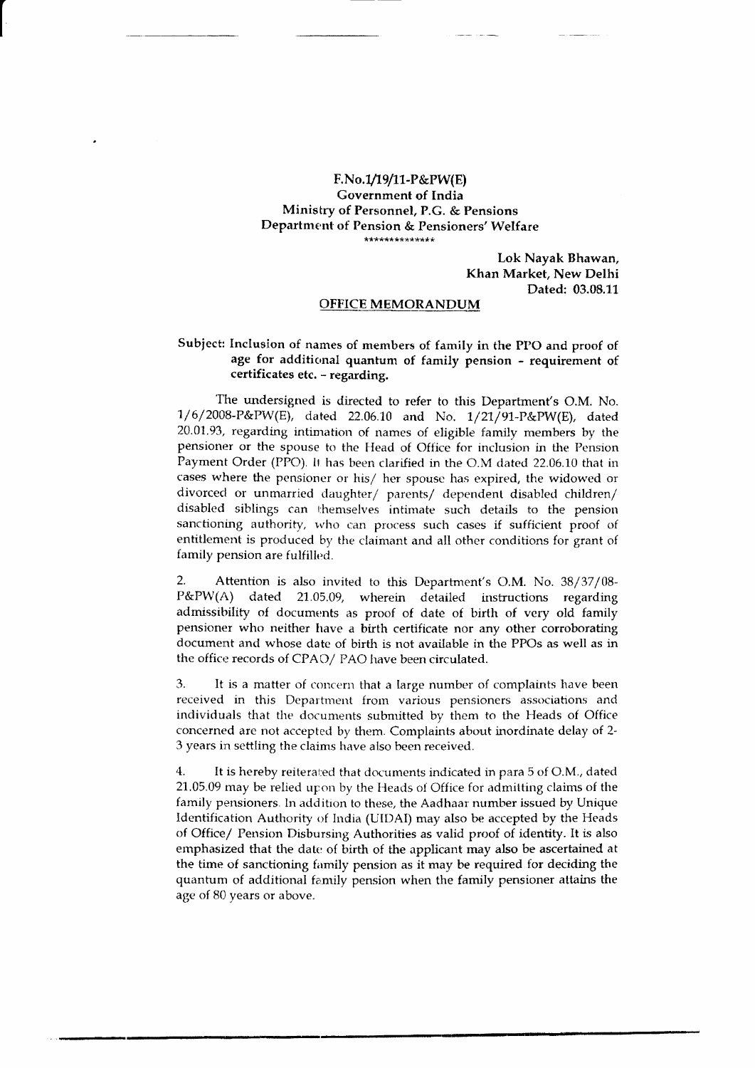F.No.1/19/11-P&PW(E)
Government of India
Ministry of Personnel, P.G. & Pensions
Department of Pension & Pensioners' Welfare
**************

Lok Nayak Bhawan,
Khan Market, New Delhi
Dated: 03.08.11

**OFFICE MEMORANDUM**

**Subject: Inclusion of names of members of family in the PPO and proof of age for additional quantum of family pension - requirement of certificates etc. - regarding.**

The undersigned is directed to refer to this Department's O.M. No. 1/6/2008-P&PW(E), dated 22.06.10 and No. 1/21/91-P&PW(E), dated 20.01.93, regarding intimation of names of eligible family members by the pensioner or the spouse to the Head of Office for inclusion in the Pension Payment Order (PPO). It has been clarified in the O.M dated 22.06.10 that in cases where the pensioner or his/ her spouse has expired, the widowed or divorced or unmarried daughter/ parents/ dependent disabled children/ disabled siblings can themselves intimate such details to the pension sanctioning authority, who can process such cases if sufficient proof of entitlement is produced by the claimant and all other conditions for grant of family pension are fulfilled.

2. Attention is also invited to this Department's O.M. No. 38/37/08-P&PW(A) dated 21.05.09, wherein detailed instructions regarding admissibility of documents as proof of date of birth of very old family pensioner who neither have a birth certificate nor any other corroborating document and whose date of birth is not available in the PPOs as well as in the office records of CPAO/ PAO have been circulated.

3. It is a matter of concern that a large number of complaints have been received in this Department from various pensioners associations and individuals that the documents submitted by them to the Heads of Office concerned are not accepted by them. Complaints about inordinate delay of 2-3 years in settling the claims have also been received.

4. It is hereby reiterated that documents indicated in para 5 of O.M., dated 21.05.09 may be relied upon by the Heads of Office for admitting claims of the family pensioners. In addition to these, the Aadhaar number issued by Unique Identification Authority of India (UIDAI) may also be accepted by the Heads of Office/ Pension Disbursing Authorities as valid proof of identity. It is also emphasized that the date of birth of the applicant may also be ascertained at the time of sanctioning family pension as it may be required for deciding the quantum of additional family pension when the family pensioner attains the age of 80 years or above.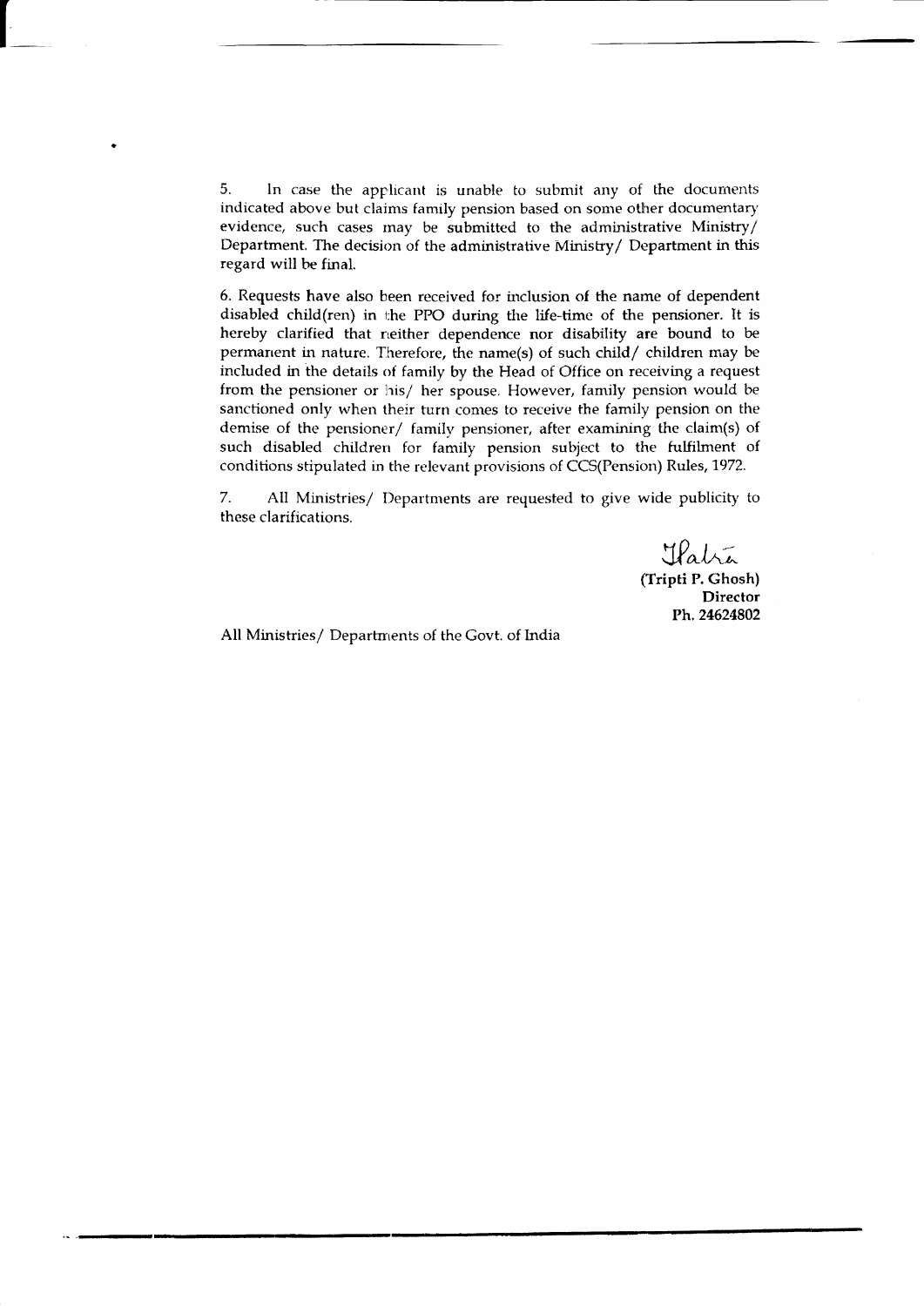5. In case the applicant is unable to submit any of the documents indicated above but claims family pension based on some other documentary evidence, such cases may be submitted to the administrative Ministry/ Department. The decision of the administrative Ministry/ Department in this regard will be final.

6. Requests have also been received for inclusion of the name of dependent disabled child(ren) in the PPO during the life-time of the pensioner. It is hereby clarified that neither dependence nor disability are bound to be permanent in nature. Therefore, the name(s) of such child/ children may be included in the details of family by the Head of Office on receiving a request from the pensioner or his/ her spouse. However, family pension would be sanctioned only when their turn comes to receive the family pension on the demise of the pensioner/ family pensioner, after examining the claim(s) of such disabled children for family pension subject to the fulfilment of conditions stipulated in the relevant provisions of CCS(Pension) Rules, 1972.

7. All Ministries/ Departments are requested to give wide publicity to these clarifications.

**(Tripti P. Ghosh)**
**Director**
**Ph. 24624802**

All Ministries/ Departments of the Govt. of India